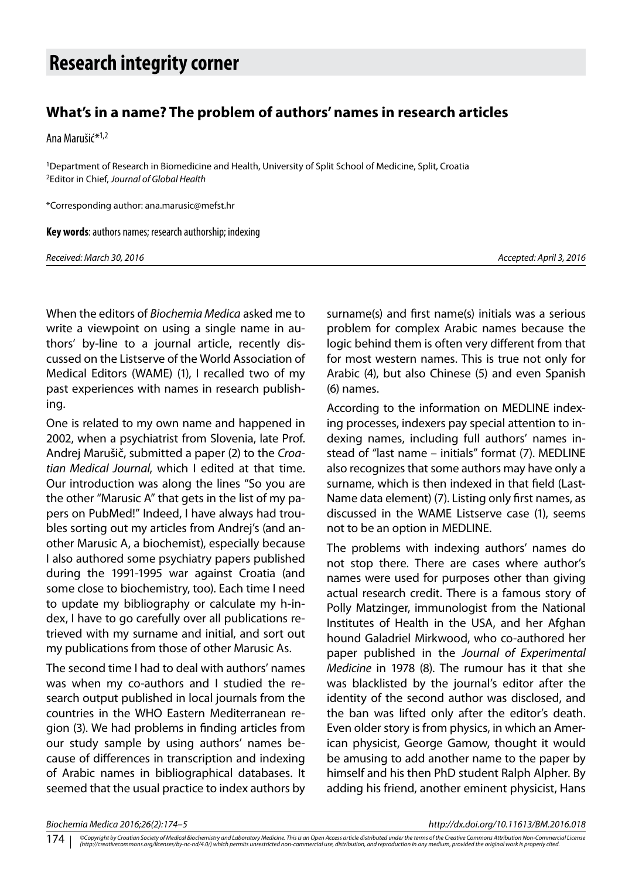# Research integrity corner

## What's in a name? The problem of authors' names in research articles

Ana Marušić*[1,2]

[1]Department of Research in Biomedicine and Health, University of Split School of Medicine, Split, Croatia
[2]Editor in Chief, *Journal of Global Health*

*Corresponding author: ana.marusic@mefst.hr

**Key words**: authors names; research authorship; indexing

*Received: March 30, 2016* *Accepted: April 3, 2016*

When the editors of *Biochemia Medica* asked me to write a viewpoint on using a single name in authors' by-line to a journal article, recently discussed on the Listserve of the World Association of Medical Editors (WAME) (1), I recalled two of my past experiences with names in research publishing.

One is related to my own name and happened in 2002, when a psychiatrist from Slovenia, late Prof. Andrej Marušič, submitted a paper (2) to the *Croatian Medical Journal*, which I edited at that time. Our introduction was along the lines "So you are the other "Marusic A" that gets in the list of my papers on PubMed!" Indeed, I have always had troubles sorting out my articles from Andrej's (and another Marusic A, a biochemist), especially because I also authored some psychiatry papers published during the 1991-1995 war against Croatia (and some close to biochemistry, too). Each time I need to update my bibliography or calculate my h-index, I have to go carefully over all publications retrieved with my surname and initial, and sort out my publications from those of other Marusic As.

The second time I had to deal with authors' names was when my co-authors and I studied the research output published in local journals from the countries in the WHO Eastern Mediterranean region (3). We had problems in finding articles from our study sample by using authors' names because of differences in transcription and indexing of Arabic names in bibliographical databases. It seemed that the usual practice to index authors by surname(s) and first name(s) initials was a serious problem for complex Arabic names because the logic behind them is often very different from that for most western names. This is true not only for Arabic (4), but also Chinese (5) and even Spanish (6) names.

According to the information on MEDLINE indexing processes, indexers pay special attention to indexing names, including full authors' names instead of "last name – initials" format (7). MEDLINE also recognizes that some authors may have only a surname, which is then indexed in that field (LastName data element) (7). Listing only first names, as discussed in the WAME Listserve case (1), seems not to be an option in MEDLINE.

The problems with indexing authors' names do not stop there. There are cases where author's names were used for purposes other than giving actual research credit. There is a famous story of Polly Matzinger, immunologist from the National Institutes of Health in the USA, and her Afghan hound Galadriel Mirkwood, who co-authored her paper published in the *Journal of Experimental Medicine* in 1978 (8). The rumour has it that she was blacklisted by the journal's editor after the identity of the second author was disclosed, and the ban was lifted only after the editor's death. Even older story is from physics, in which an American physicist, George Gamow, thought it would be amusing to add another name to the paper by himself and his then PhD student Ralph Alpher. By adding his friend, another eminent physicist, Hans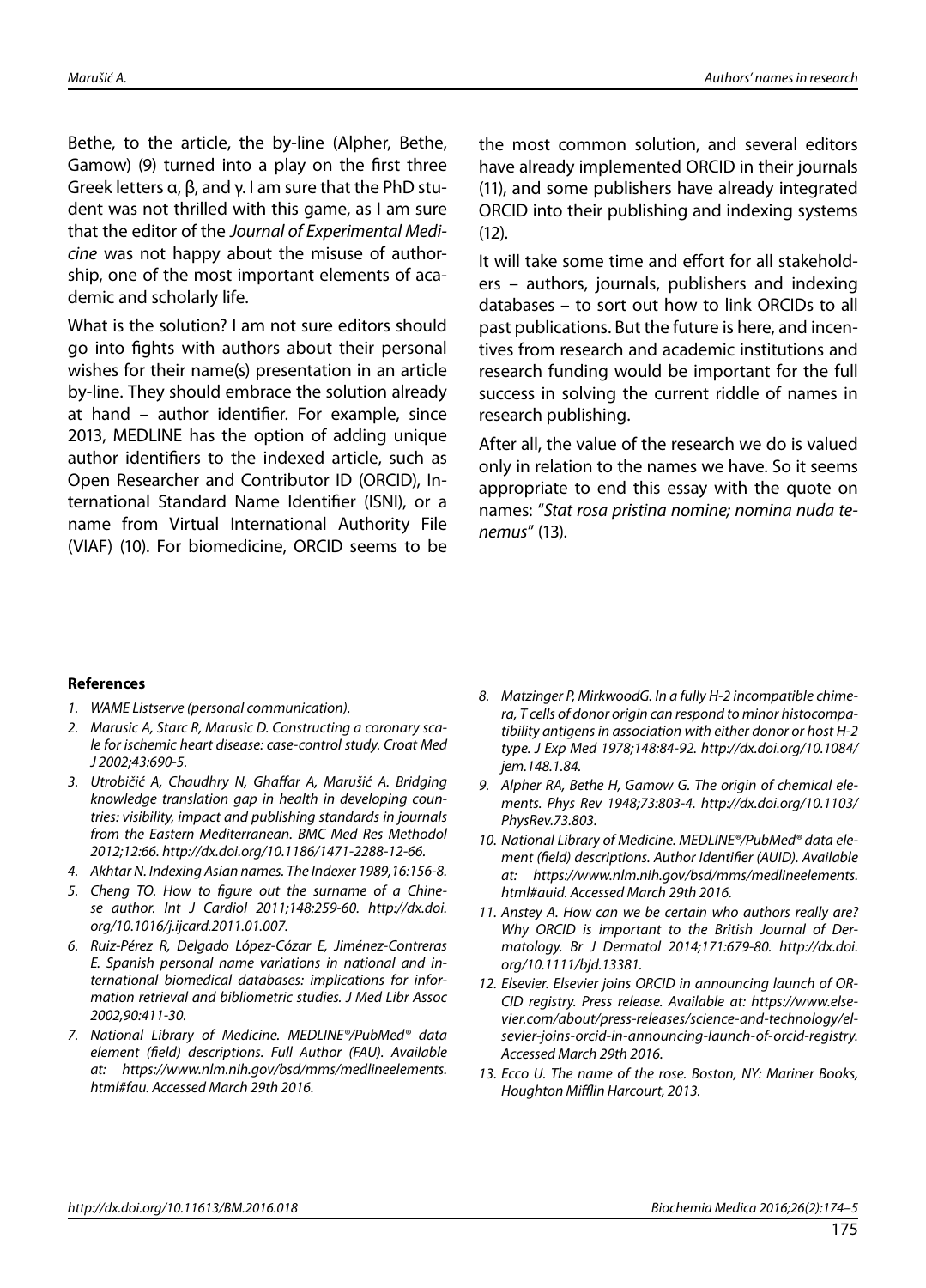Bethe, to the article, the by-line (Alpher, Bethe, Gamow) (9) turned into a play on the first three Greek letters α, β, and γ. I am sure that the PhD student was not thrilled with this game, as I am sure that the editor of the *Journal of Experimental Medicine* was not happy about the misuse of authorship, one of the most important elements of academic and scholarly life.

What is the solution? I am not sure editors should go into fights with authors about their personal wishes for their name(s) presentation in an article by-line. They should embrace the solution already at hand – author identifier. For example, since 2013, MEDLINE has the option of adding unique author identifiers to the indexed article, such as Open Researcher and Contributor ID (ORCID), International Standard Name Identifier (ISNI), or a name from Virtual International Authority File (VIAF) (10). For biomedicine, ORCID seems to be the most common solution, and several editors have already implemented ORCID in their journals (11), and some publishers have already integrated ORCID into their publishing and indexing systems (12).

It will take some time and effort for all stakeholders – authors, journals, publishers and indexing databases – to sort out how to link ORCIDs to all past publications. But the future is here, and incentives from research and academic institutions and research funding would be important for the full success in solving the current riddle of names in research publishing.

After all, the value of the research we do is valued only in relation to the names we have. So it seems appropriate to end this essay with the quote on names: "*Stat rosa pristina nomine; nomina nuda tenemus*" (13).

**References**

1. *WAME Listserve (personal communication).*
2. *Marusic A, Starc R, Marusic D. Constructing a coronary scale for ischemic heart disease: case-control study. Croat Med J 2002;43:690-5.*
3. *Utrobičić A, Chaudhry N, Ghaffar A, Marušić A. Bridging knowledge translation gap in health in developing countries: visibility, impact and publishing standards in journals from the Eastern Mediterranean. BMC Med Res Methodol 2012;12:66. http://dx.doi.org/10.1186/1471-2288-12-66.*
4. *Akhtar N. Indexing Asian names. The Indexer 1989,16:156-8.*
5. *Cheng TO. How to figure out the surname of a Chinese author. Int J Cardiol 2011;148:259-60. http://dx.doi.org/10.1016/j.ijcard.2011.01.007.*
6. *Ruiz-Pérez R, Delgado López-Cózar E, Jiménez-Contreras E. Spanish personal name variations in national and international biomedical databases: implications for information retrieval and bibliometric studies. J Med Libr Assoc 2002,90:411-30.*
7. *National Library of Medicine. MEDLINE®/PubMed® data element (field) descriptions. Full Author (FAU). Available at: https://www.nlm.nih.gov/bsd/mms/medlineelements.html#fau. Accessed March 29th 2016.*
8. *Matzinger P, MirkwoodG. In a fully H-2 incompatible chimera, T cells of donor origin can respond to minor histocompatibility antigens in association with either donor or host H-2 type. J Exp Med 1978;148:84-92. http://dx.doi.org/10.1084/jem.148.1.84.*
9. *Alpher RA, Bethe H, Gamow G. The origin of chemical elements. Phys Rev 1948;73:803-4. http://dx.doi.org/10.1103/PhysRev.73.803.*
10. *National Library of Medicine. MEDLINE®/PubMed® data element (field) descriptions. Author Identifier (AUID). Available at: https://www.nlm.nih.gov/bsd/mms/medlineelements.html#auid. Accessed March 29th 2016.*
11. *Anstey A. How can we be certain who authors really are? Why ORCID is important to the British Journal of Dermatology. Br J Dermatol 2014;171:679-80. http://dx.doi.org/10.1111/bjd.13381.*
12. *Elsevier. Elsevier joins ORCID in announcing launch of ORCID registry. Press release. Available at: https://www.elsevier.com/about/press-releases/science-and-technology/elsevier-joins-orcid-in-announcing-launch-of-orcid-registry. Accessed March 29th 2016.*
13. *Ecco U. The name of the rose. Boston, NY: Mariner Books, Houghton Mifflin Harcourt, 2013.*